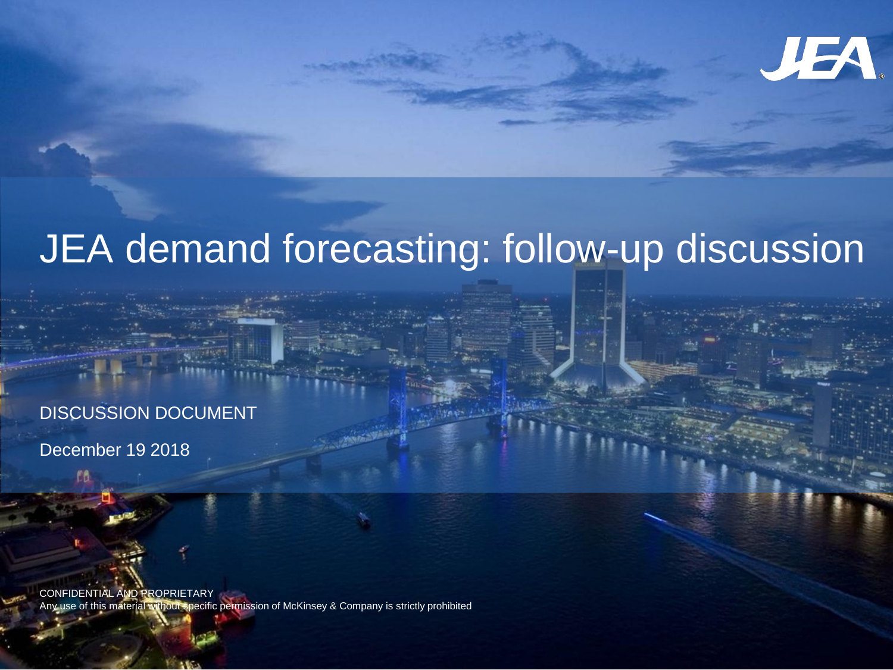JEA

# JEA demand forecasting: follow-up discussion

DISCUSSION DOCUMENT

December 19 2018

CONFIDENTIAL AND PROPRIETARY
Any use of this material without specific permission of McKinsey & Company is strictly prohibited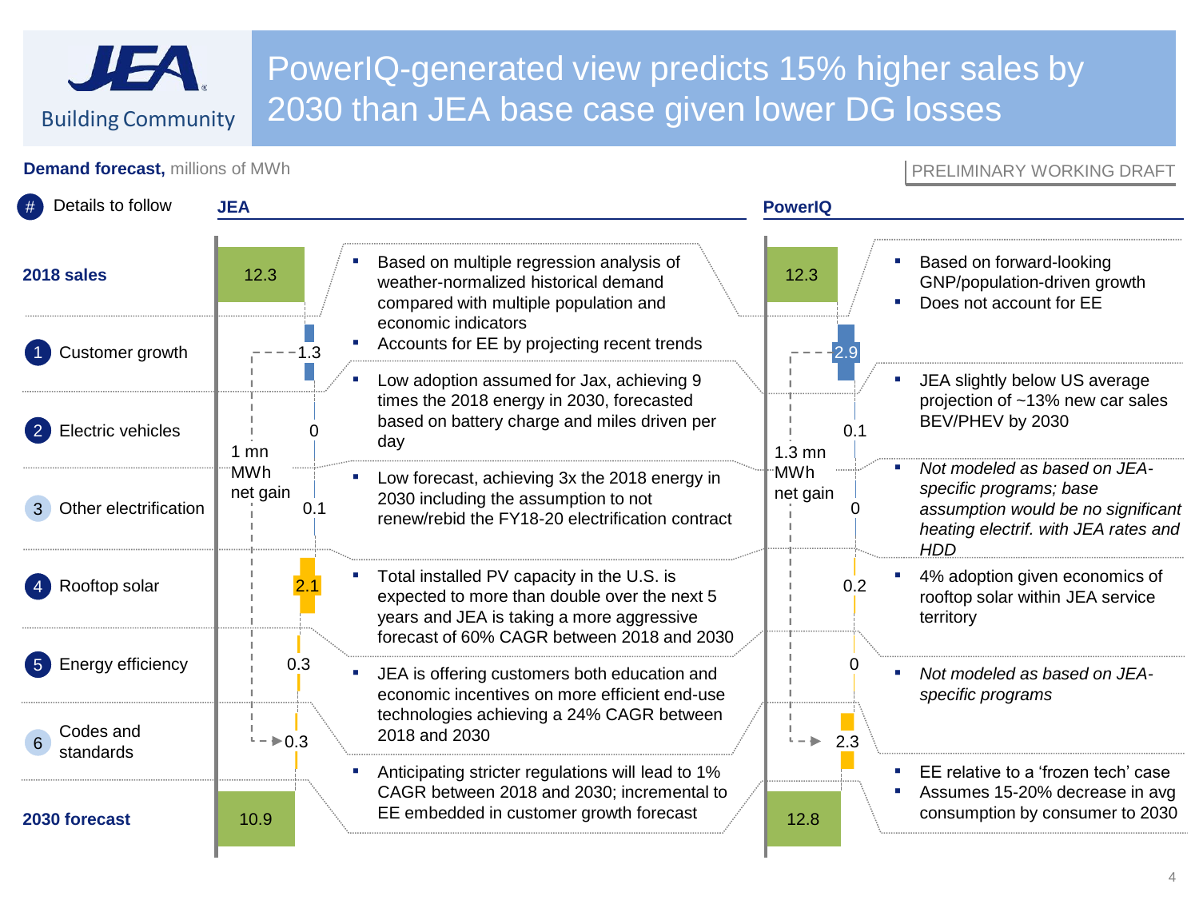# PowerIQ-generated view predicts 15% higher sales by 2030 than JEA base case given lower DG losses

JEA

Building Community

**Demand forecast,** millions of MWh

PRELIMINARY WORKING DRAFT

\# Details to follow

## JEA

**2018 sales**: 12.3

- Based on multiple regression analysis of weather-normalized historical demand compared with multiple population and economic indicators
- Accounts for EE by projecting recent trends

1 Customer growth: 1.3

- Low adoption assumed for Jax, achieving 9 times the 2018 energy in 2030, forecasted based on battery charge and miles driven per day

2 Electric vehicles: 0

- Low forecast, achieving 3x the 2018 energy in 2030 including the assumption to not renew/rebid the FY18-20 electrification contract

3 Other electrification: 0.1

1 mn MWh net gain

- Total installed PV capacity in the U.S. is expected to more than double over the next 5 years and JEA is taking a more aggressive forecast of 60% CAGR between 2018 and 2030

4 Rooftop solar: 2.1

- JEA is offering customers both education and economic incentives on more efficient end-use technologies achieving a 24% CAGR between 2018 and 2030

5 Energy efficiency: 0.3

- Anticipating stricter regulations will lead to 1% CAGR between 2018 and 2030; incremental to EE embedded in customer growth forecast

6 Codes and standards: 0.3

**2030 forecast**: 10.9

## PowerIQ

**2018 sales**: 12.3

- Based on forward-looking GNP/population-driven growth
- Does not account for EE

1 Customer growth: 2.9

- JEA slightly below US average projection of ~13% new car sales BEV/PHEV by 2030

2 Electric vehicles: 0.1

- *Not modeled as based on JEA-specific programs; base assumption would be no significant heating electrif. with JEA rates and HDD*

3 Other electrification: 0

1.3 mn MWh net gain

- 4% adoption given economics of rooftop solar within JEA service territory

4 Rooftop solar: 0.2

- *Not modeled as based on JEA-specific programs*

5 Energy efficiency: 0

- EE relative to a 'frozen tech' case
- Assumes 15-20% decrease in avg consumption by consumer to 2030

6 Codes and standards: 2.3

**2030 forecast**: 12.8